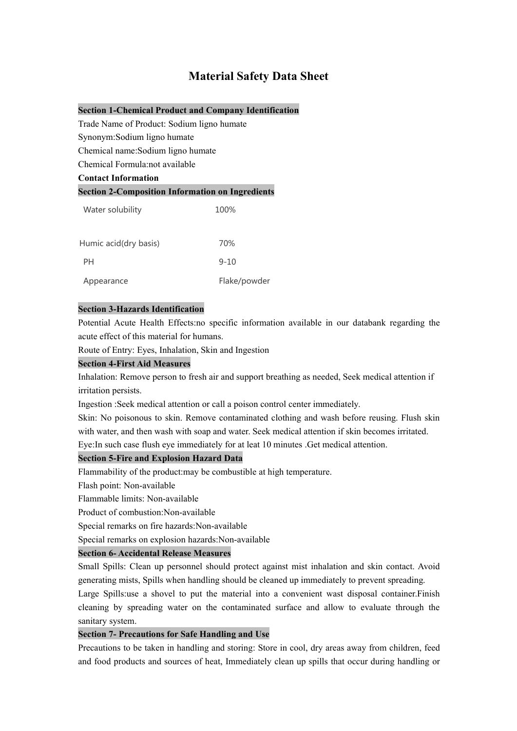# Material Safety Data Sheet

## Section 1-Chemical Product and Company Identification

Trade Name of Product: Sodium ligno humate

Synonym:Sodium ligno humate

Chemical name:Sodium ligno humate

Chemical Formula:not available

**Contact Information**

## Section 2-Composition Information on Ingredients

| | |
|---|---|
| Water solubility | 100% |
| Humic acid(dry basis) | 70% |
| PH | 9-10 |
| Appearance | Flake/powder |

## Section 3-Hazards Identification

Potential Acute Health Effects:no specific information available in our databank regarding the acute effect of this material for humans.

Route of Entry: Eyes, Inhalation, Skin and Ingestion

## Section 4-First Aid Measures

Inhalation: Remove person to fresh air and support breathing as needed, Seek medical attention if irritation persists.

Ingestion :Seek medical attention or call a poison control center immediately.

Skin: No poisonous to skin. Remove contaminated clothing and wash before reusing. Flush skin with water, and then wash with soap and water. Seek medical attention if skin becomes irritated.

Eye:In such case flush eye immediately for at leat 10 minutes .Get medical attention.

## Section 5-Fire and Explosion Hazard Data

Flammability of the product:may be combustible at high temperature.

Flash point: Non-available

Flammable limits: Non-available

Product of combustion:Non-available

Special remarks on fire hazards:Non-available

Special remarks on explosion hazards:Non-available

## Section 6- Accidental Release Measures

Small Spills: Clean up personnel should protect against mist inhalation and skin contact. Avoid generating mists, Spills when handling should be cleaned up immediately to prevent spreading.

Large Spills:use a shovel to put the material into a convenient wast disposal container.Finish cleaning by spreading water on the contaminated surface and allow to evaluate through the sanitary system.

## Section 7- Precautions for Safe Handling and Use

Precautions to be taken in handling and storing: Store in cool, dry areas away from children, feed and food products and sources of heat, Immediately clean up spills that occur during handling or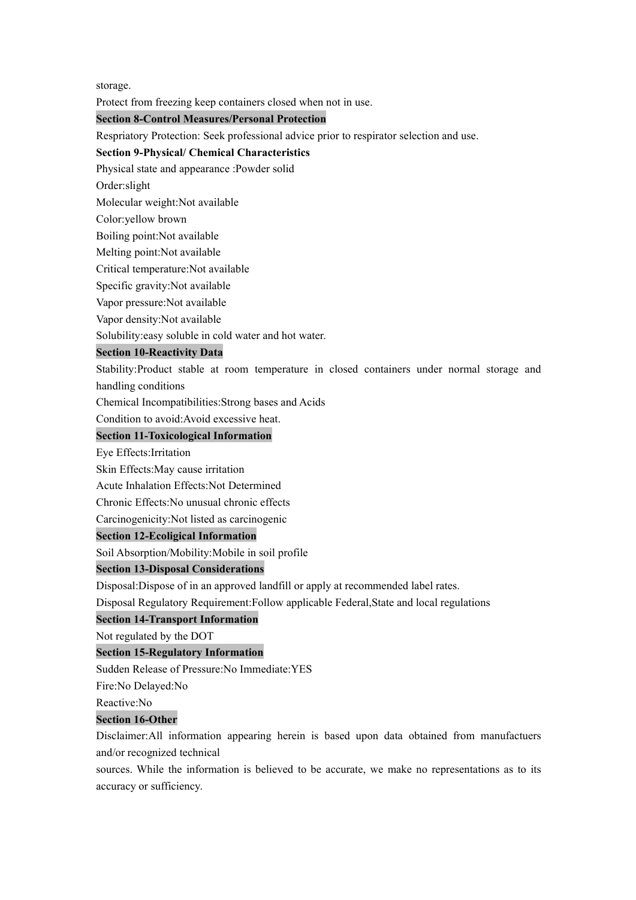storage.

Protect from freezing keep containers closed when not in use.

**Section 8-Control Measures/Personal Protection**

Respriatory Protection: Seek professional advice prior to respirator selection and use.

**Section 9-Physical/ Chemical Characteristics**

Physical state and appearance :Powder solid

Order:slight

Molecular weight:Not available

Color:yellow brown

Boiling point:Not available

Melting point:Not available

Critical temperature:Not available

Specific gravity:Not available

Vapor pressure:Not available

Vapor density:Not available

Solubility:easy soluble in cold water and hot water.

**Section 10-Reactivity Data**

Stability:Product stable at room temperature in closed containers under normal storage and handling conditions

Chemical Incompatibilities:Strong bases and Acids

Condition to avoid:Avoid excessive heat.

**Section 11-Toxicological Information**

Eye Effects:Irritation

Skin Effects:May cause irritation

Acute Inhalation Effects:Not Determined

Chronic Effects:No unusual chronic effects

Carcinogenicity:Not listed as carcinogenic

**Section 12-Ecoligical Information**

Soil Absorption/Mobility:Mobile in soil profile

**Section 13-Disposal Considerations**

Disposal:Dispose of in an approved landfill or apply at recommended label rates.

Disposal Regulatory Requirement:Follow applicable Federal,State and local regulations

**Section 14-Transport Information**

Not regulated by the DOT

**Section 15-Regulatory Information**

Sudden Release of Pressure:No Immediate:YES

Fire:No Delayed:No

Reactive:No

**Section 16-Other**

Disclaimer:All information appearing herein is based upon data obtained from manufactuers and/or recognized technical

sources. While the information is believed to be accurate, we make no representations as to its accuracy or sufficiency.